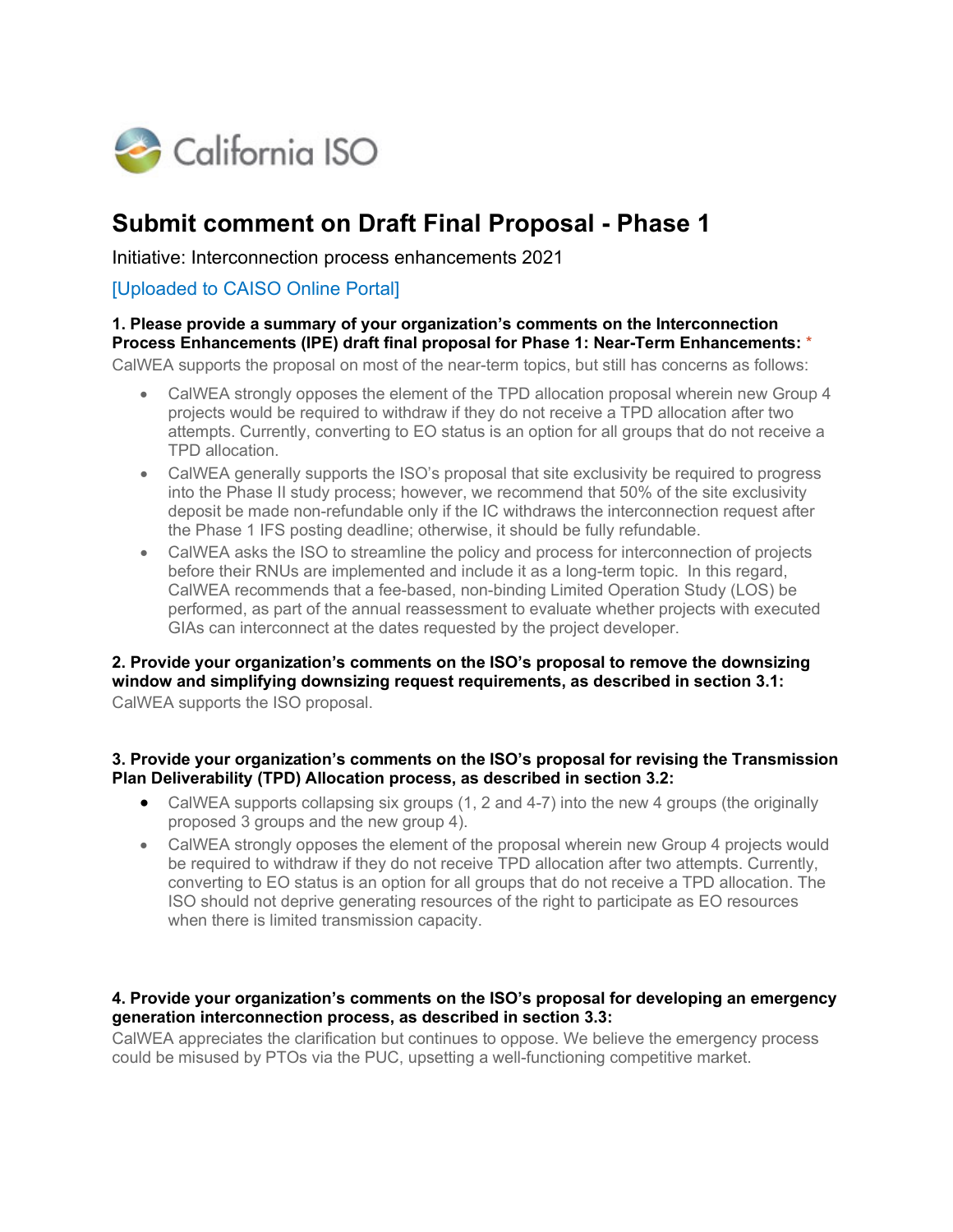California ISO

# Submit comment on Draft Final Proposal - Phase 1

Initiative: Interconnection process enhancements 2021

[Uploaded to CAISO Online Portal]

**1. Please provide a summary of your organization's comments on the Interconnection Process Enhancements (IPE) draft final proposal for Phase 1: Near-Term Enhancements:** *

CalWEA supports the proposal on most of the near-term topics, but still has concerns as follows:

- CalWEA strongly opposes the element of the TPD allocation proposal wherein new Group 4 projects would be required to withdraw if they do not receive a TPD allocation after two attempts. Currently, converting to EO status is an option for all groups that do not receive a TPD allocation.
- CalWEA generally supports the ISO's proposal that site exclusivity be required to progress into the Phase II study process; however, we recommend that 50% of the site exclusivity deposit be made non-refundable only if the IC withdraws the interconnection request after the Phase 1 IFS posting deadline; otherwise, it should be fully refundable.
- CalWEA asks the ISO to streamline the policy and process for interconnection of projects before their RNUs are implemented and include it as a long-term topic. In this regard, CalWEA recommends that a fee-based, non-binding Limited Operation Study (LOS) be performed, as part of the annual reassessment to evaluate whether projects with executed GIAs can interconnect at the dates requested by the project developer.

**2. Provide your organization's comments on the ISO's proposal to remove the downsizing window and simplifying downsizing request requirements, as described in section 3.1:**

CalWEA supports the ISO proposal.

**3. Provide your organization's comments on the ISO's proposal for revising the Transmission Plan Deliverability (TPD) Allocation process, as described in section 3.2:**

- CalWEA supports collapsing six groups (1, 2 and 4-7) into the new 4 groups (the originally proposed 3 groups and the new group 4).
- CalWEA strongly opposes the element of the proposal wherein new Group 4 projects would be required to withdraw if they do not receive TPD allocation after two attempts. Currently, converting to EO status is an option for all groups that do not receive a TPD allocation. The ISO should not deprive generating resources of the right to participate as EO resources when there is limited transmission capacity.

**4. Provide your organization's comments on the ISO's proposal for developing an emergency generation interconnection process, as described in section 3.3:**

CalWEA appreciates the clarification but continues to oppose. We believe the emergency process could be misused by PTOs via the PUC, upsetting a well-functioning competitive market.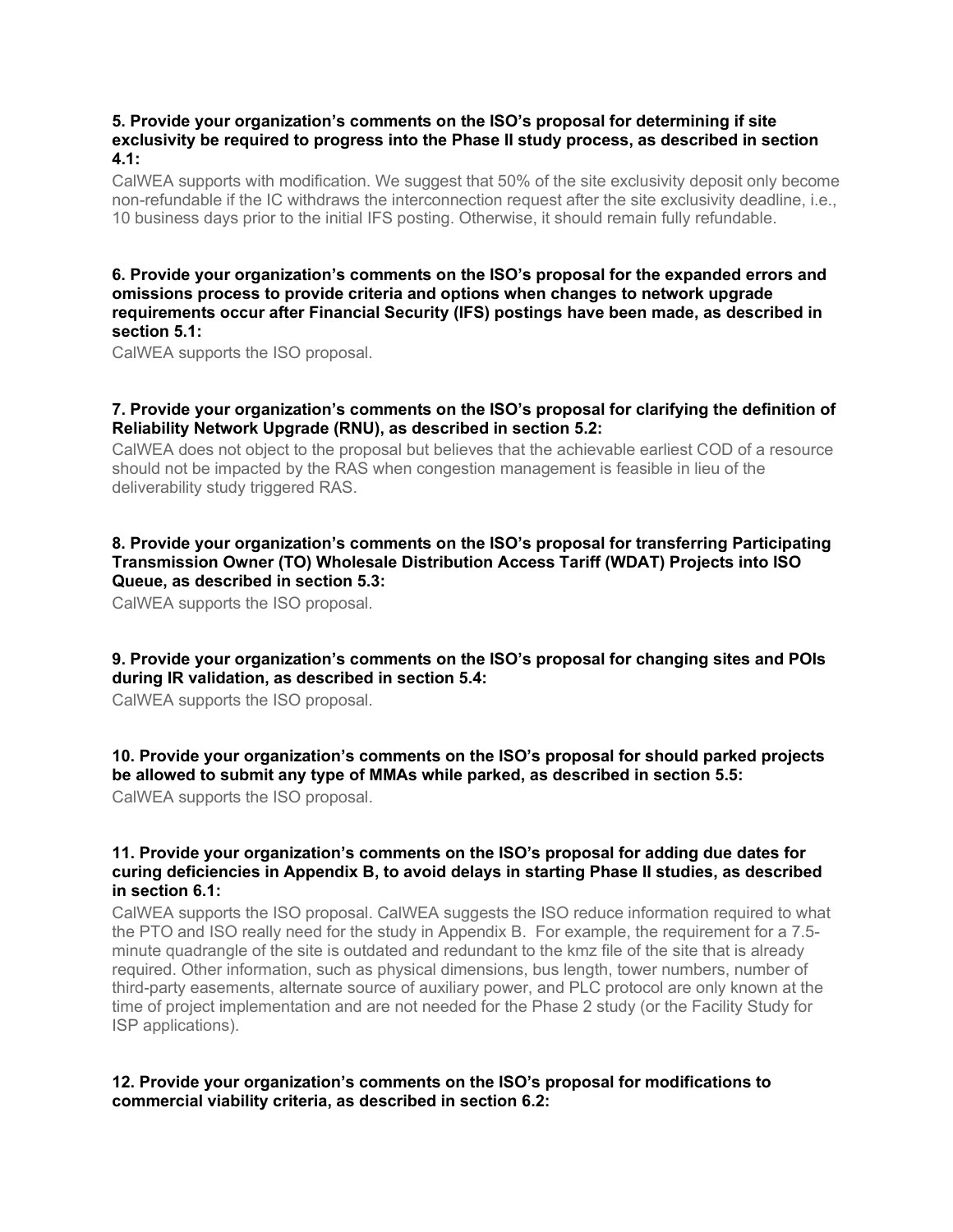**5. Provide your organization's comments on the ISO's proposal for determining if site exclusivity be required to progress into the Phase II study process, as described in section 4.1:**

CalWEA supports with modification. We suggest that 50% of the site exclusivity deposit only become non-refundable if the IC withdraws the interconnection request after the site exclusivity deadline, i.e., 10 business days prior to the initial IFS posting. Otherwise, it should remain fully refundable.

**6. Provide your organization's comments on the ISO's proposal for the expanded errors and omissions process to provide criteria and options when changes to network upgrade requirements occur after Financial Security (IFS) postings have been made, as described in section 5.1:**

CalWEA supports the ISO proposal.

**7. Provide your organization's comments on the ISO's proposal for clarifying the definition of Reliability Network Upgrade (RNU), as described in section 5.2:**

CalWEA does not object to the proposal but believes that the achievable earliest COD of a resource should not be impacted by the RAS when congestion management is feasible in lieu of the deliverability study triggered RAS.

**8. Provide your organization's comments on the ISO's proposal for transferring Participating Transmission Owner (TO) Wholesale Distribution Access Tariff (WDAT) Projects into ISO Queue, as described in section 5.3:**

CalWEA supports the ISO proposal.

**9. Provide your organization's comments on the ISO's proposal for changing sites and POIs during IR validation, as described in section 5.4:**

CalWEA supports the ISO proposal.

**10. Provide your organization's comments on the ISO's proposal for should parked projects be allowed to submit any type of MMAs while parked, as described in section 5.5:**

CalWEA supports the ISO proposal.

**11. Provide your organization's comments on the ISO's proposal for adding due dates for curing deficiencies in Appendix B, to avoid delays in starting Phase II studies, as described in section 6.1:**

CalWEA supports the ISO proposal. CalWEA suggests the ISO reduce information required to what the PTO and ISO really need for the study in Appendix B. For example, the requirement for a 7.5-minute quadrangle of the site is outdated and redundant to the kmz file of the site that is already required. Other information, such as physical dimensions, bus length, tower numbers, number of third-party easements, alternate source of auxiliary power, and PLC protocol are only known at the time of project implementation and are not needed for the Phase 2 study (or the Facility Study for ISP applications).

**12. Provide your organization's comments on the ISO's proposal for modifications to commercial viability criteria, as described in section 6.2:**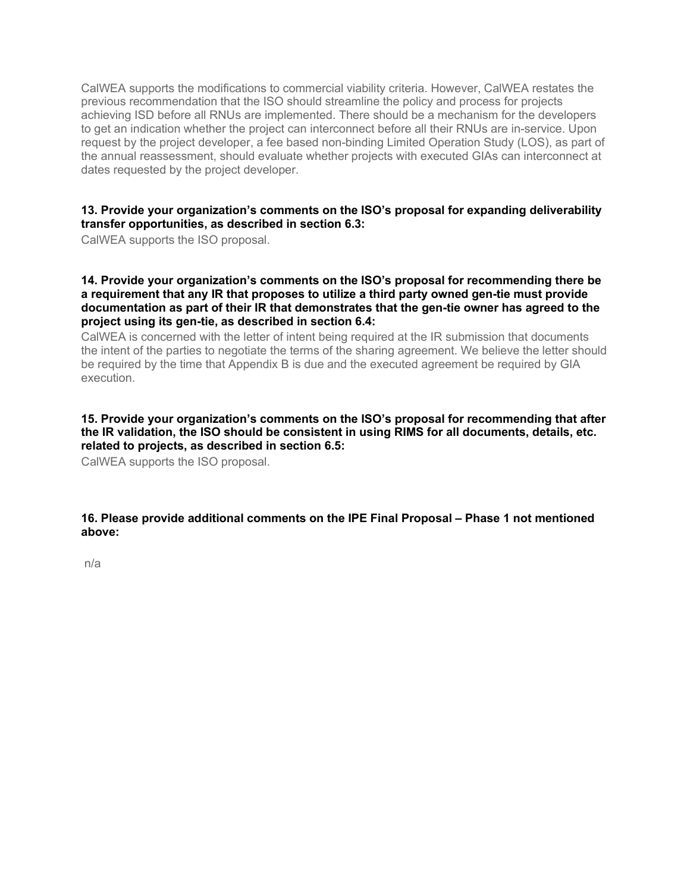CalWEA supports the modifications to commercial viability criteria. However, CalWEA restates the previous recommendation that the ISO should streamline the policy and process for projects achieving ISD before all RNUs are implemented. There should be a mechanism for the developers to get an indication whether the project can interconnect before all their RNUs are in-service. Upon request by the project developer, a fee based non-binding Limited Operation Study (LOS), as part of the annual reassessment, should evaluate whether projects with executed GIAs can interconnect at dates requested by the project developer.

**13. Provide your organization's comments on the ISO's proposal for expanding deliverability transfer opportunities, as described in section 6.3:**

CalWEA supports the ISO proposal.

**14. Provide your organization's comments on the ISO's proposal for recommending there be a requirement that any IR that proposes to utilize a third party owned gen-tie must provide documentation as part of their IR that demonstrates that the gen-tie owner has agreed to the project using its gen-tie, as described in section 6.4:**

CalWEA is concerned with the letter of intent being required at the IR submission that documents the intent of the parties to negotiate the terms of the sharing agreement. We believe the letter should be required by the time that Appendix B is due and the executed agreement be required by GIA execution.

**15. Provide your organization's comments on the ISO's proposal for recommending that after the IR validation, the ISO should be consistent in using RIMS for all documents, details, etc. related to projects, as described in section 6.5:**

CalWEA supports the ISO proposal.

**16. Please provide additional comments on the IPE Final Proposal – Phase 1 not mentioned above:**

n/a